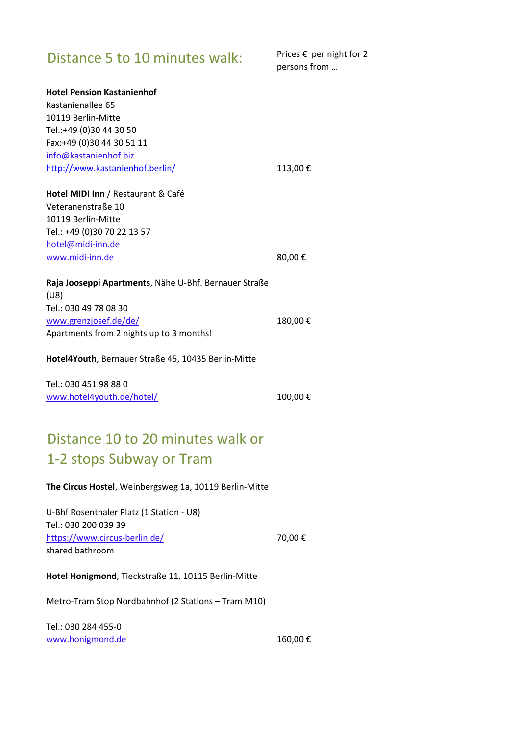## Distance 5 to 10 minutes walk:

Prices € per night for 2 persons from …

**Hotel Pension Kastanienhof**
Kastanienallee 65
10119 Berlin-Mitte
Tel.:+49 (0)30 44 30 50
Fax:+49 (0)30 44 30 51 11
info@kastanienhof.biz
http://www.kastanienhof.berlin/ — 113,00 €

**Hotel MIDI Inn** / Restaurant & Café
Veteranenstraße 10
10119 Berlin-Mitte
Tel.: +49 (0)30 70 22 13 57
hotel@midi-inn.de
www.midi-inn.de — 80,00 €

**Raja Jooseppi Apartments**, Nähe U-Bhf. Bernauer Straße (U8)
Tel.: 030 49 78 08 30
www.grenzjosef.de/de/ — 180,00 €
Apartments from 2 nights up to 3 months!

**Hotel4Youth**, Bernauer Straße 45, 10435 Berlin-Mitte

Tel.: 030 451 98 88 0
www.hotel4youth.de/hotel/ — 100,00 €

## Distance 10 to 20 minutes walk or 1-2 stops Subway or Tram

**The Circus Hostel**, Weinbergsweg 1a, 10119 Berlin-Mitte

U-Bhf Rosenthaler Platz (1 Station - U8)
Tel.: 030 200 039 39
https://www.circus-berlin.de/ — 70,00 €
shared bathroom

**Hotel Honigmond**, Tieckstraße 11, 10115 Berlin-Mitte

Metro-Tram Stop Nordbahnhof (2 Stations – Tram M10)

Tel.: 030 284 455-0
www.honigmond.de — 160,00 €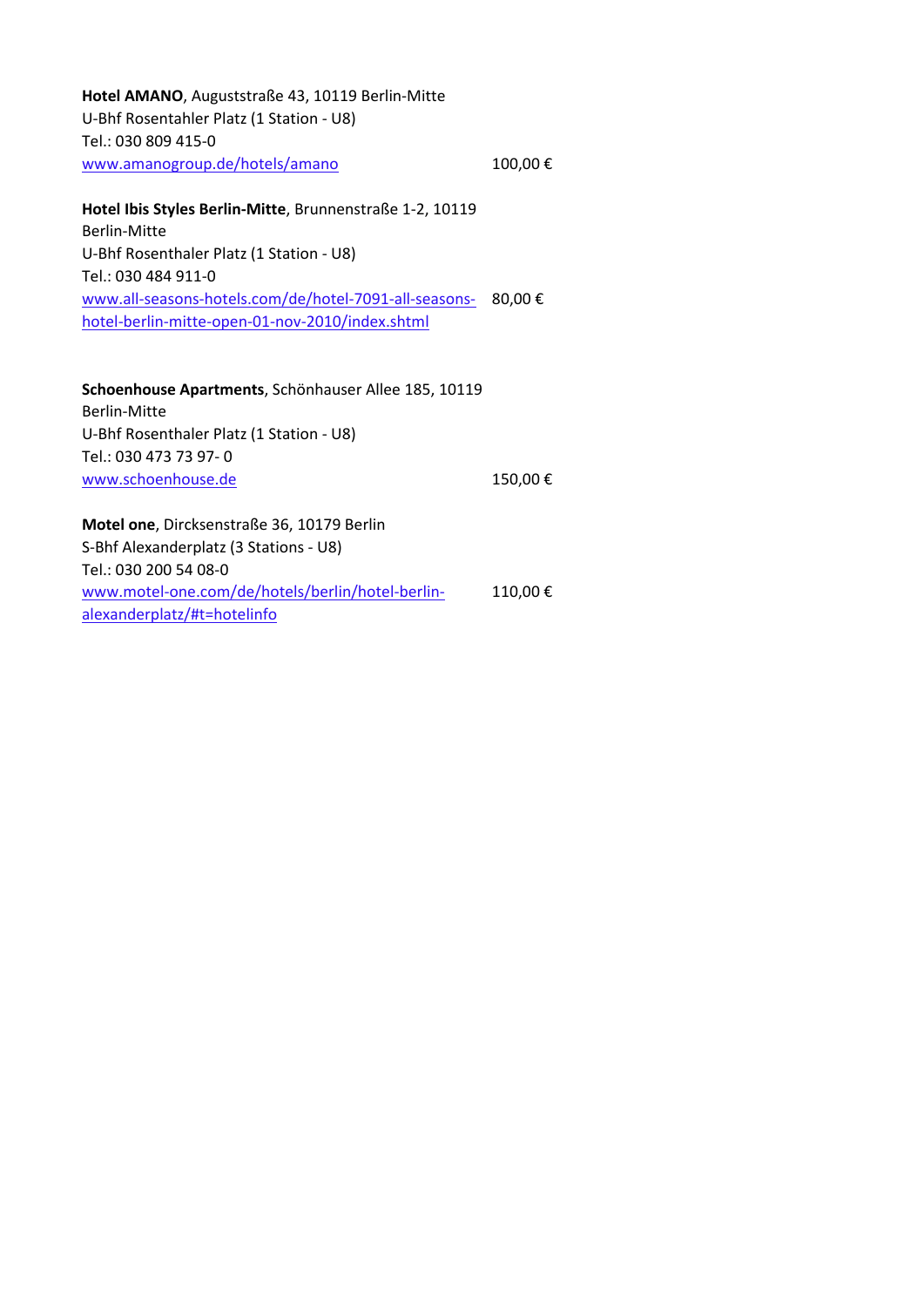**Hotel AMANO**, Auguststraße 43, 10119 Berlin-Mitte
U-Bhf Rosentahler Platz (1 Station - U8)
Tel.: 030 809 415-0
www.amanogroup.de/hotels/amano 100,00 €

**Hotel Ibis Styles Berlin-Mitte**, Brunnenstraße 1-2, 10119 Berlin-Mitte
U-Bhf Rosenthaler Platz (1 Station - U8)
Tel.: 030 484 911-0
www.all-seasons-hotels.com/de/hotel-7091-all-seasons-hotel-berlin-mitte-open-01-nov-2010/index.shtml 80,00 €

**Schoenhouse Apartments**, Schönhauser Allee 185, 10119 Berlin-Mitte
U-Bhf Rosenthaler Platz (1 Station - U8)
Tel.: 030 473 73 97- 0
www.schoenhouse.de 150,00 €

**Motel one**, Dircksenstraße 36, 10179 Berlin
S-Bhf Alexanderplatz (3 Stations - U8)
Tel.: 030 200 54 08-0
www.motel-one.com/de/hotels/berlin/hotel-berlin-alexanderplatz/#t=hotelinfo 110,00 €